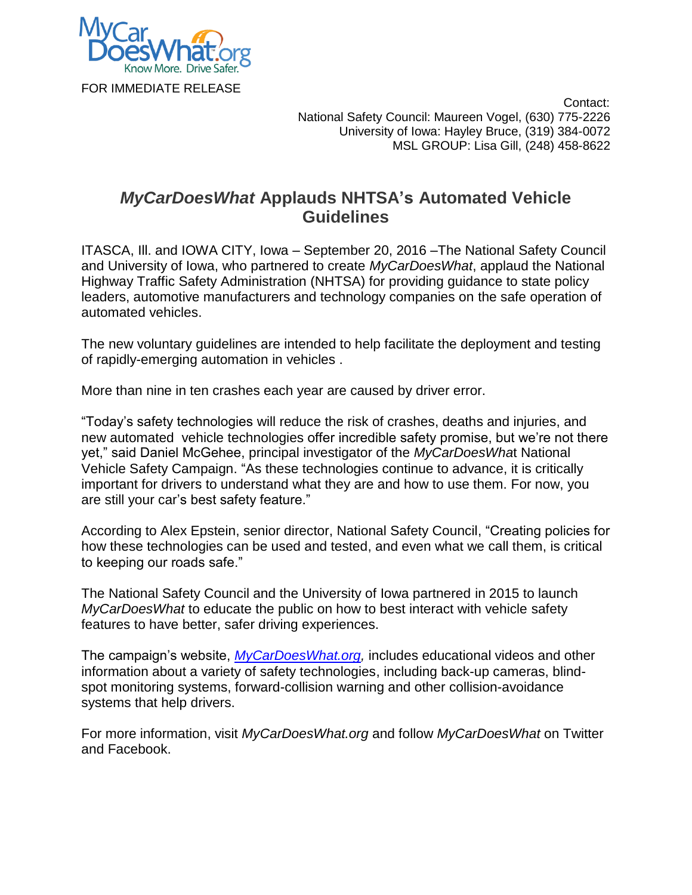FOR IMMEDIATE RELEASE

Contact:
National Safety Council: Maureen Vogel, (630) 775-2226
University of Iowa: Hayley Bruce, (319) 384-0072
MSL GROUP: Lisa Gill, (248) 458-8622

# *MyCarDoesWhat* Applauds NHTSA's Automated Vehicle Guidelines

ITASCA, Ill. and IOWA CITY, Iowa – September 20, 2016 –The National Safety Council and University of Iowa, who partnered to create *MyCarDoesWhat*, applaud the National Highway Traffic Safety Administration (NHTSA) for providing guidance to state policy leaders, automotive manufacturers and technology companies on the safe operation of automated vehicles.

The new voluntary guidelines are intended to help facilitate the deployment and testing of rapidly-emerging automation in vehicles .

More than nine in ten crashes each year are caused by driver error.

"Today's safety technologies will reduce the risk of crashes, deaths and injuries, and new automated vehicle technologies offer incredible safety promise, but we're not there yet," said Daniel McGehee, principal investigator of the *MyCarDoesWhat* National Vehicle Safety Campaign. "As these technologies continue to advance, it is critically important for drivers to understand what they are and how to use them. For now, you are still your car's best safety feature."

According to Alex Epstein, senior director, National Safety Council, "Creating policies for how these technologies can be used and tested, and even what we call them, is critical to keeping our roads safe."

The National Safety Council and the University of Iowa partnered in 2015 to launch *MyCarDoesWhat* to educate the public on how to best interact with vehicle safety features to have better, safer driving experiences.

The campaign's website, *MyCarDoesWhat.org,* includes educational videos and other information about a variety of safety technologies, including back-up cameras, blind-spot monitoring systems, forward-collision warning and other collision-avoidance systems that help drivers.

For more information, visit *MyCarDoesWhat.org* and follow *MyCarDoesWhat* on Twitter and Facebook.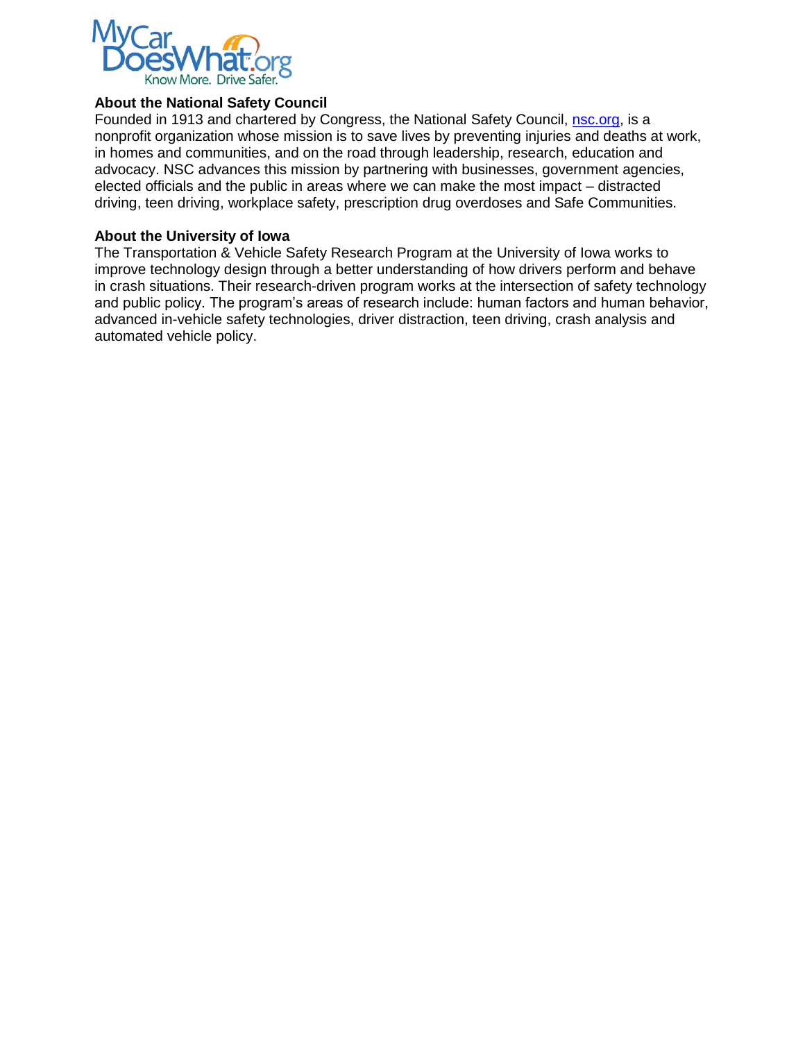**About the National Safety Council**
Founded in 1913 and chartered by Congress, the National Safety Council, [nsc.org](nsc.org), is a nonprofit organization whose mission is to save lives by preventing injuries and deaths at work, in homes and communities, and on the road through leadership, research, education and advocacy. NSC advances this mission by partnering with businesses, government agencies, elected officials and the public in areas where we can make the most impact – distracted driving, teen driving, workplace safety, prescription drug overdoses and Safe Communities.

**About the University of Iowa**
The Transportation & Vehicle Safety Research Program at the University of Iowa works to improve technology design through a better understanding of how drivers perform and behave in crash situations. Their research-driven program works at the intersection of safety technology and public policy. The program's areas of research include: human factors and human behavior, advanced in-vehicle safety technologies, driver distraction, teen driving, crash analysis and automated vehicle policy.